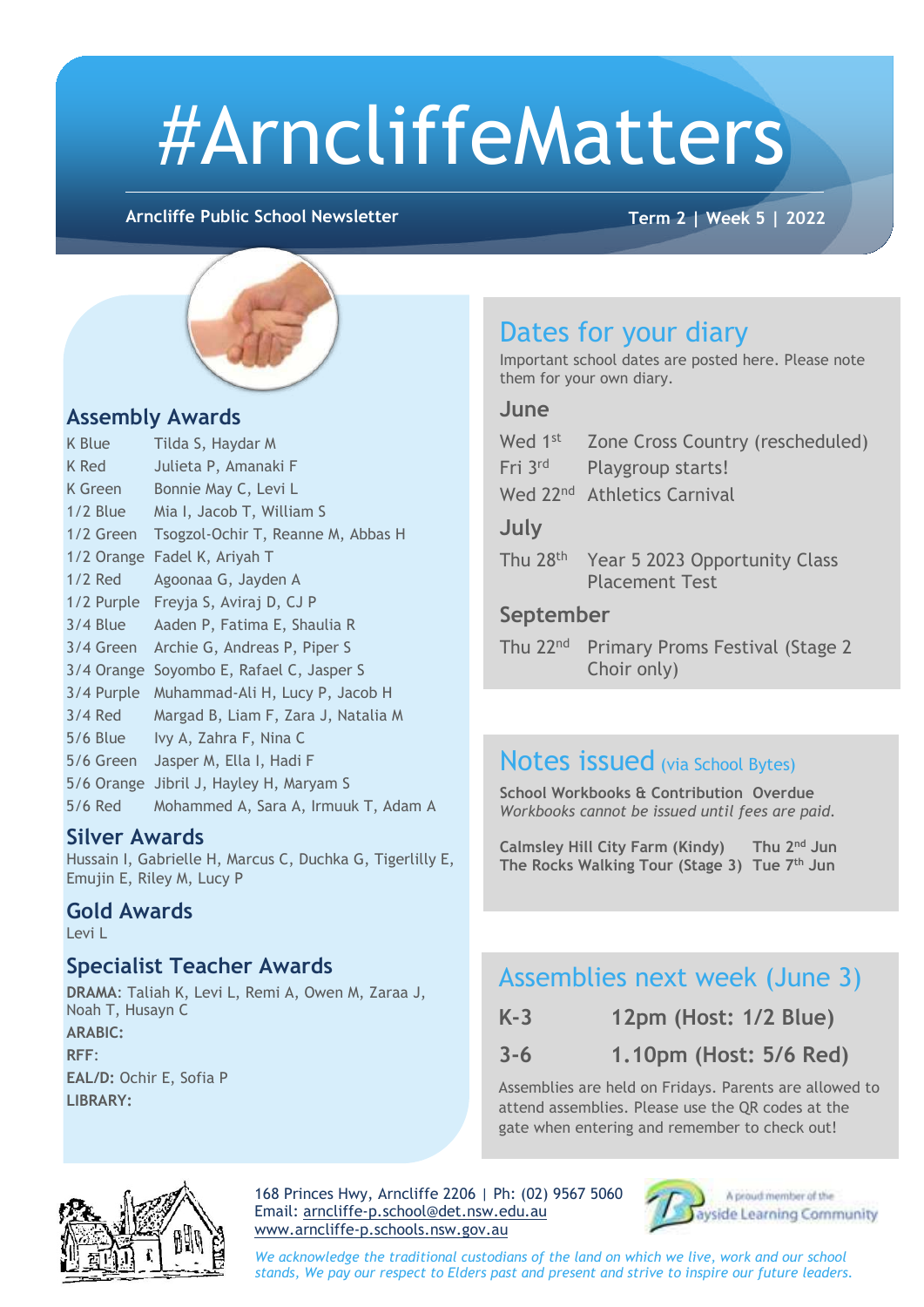# #ArncliffeMatters

**Arncliffe Public School Newsletter** **Term 2 | Week 5 | 2022**

## Assembly Awards

| | |
|---|---|
| K Blue | Tilda S, Haydar M |
| K Red | Julieta P, Amanaki F |
| K Green | Bonnie May C, Levi L |
| 1/2 Blue | Mia I, Jacob T, William S |
| 1/2 Green | Tsogzol-Ochir T, Reanne M, Abbas H |
| 1/2 Orange | Fadel K, Ariyah T |
| 1/2 Red | Agoonaa G, Jayden A |
| 1/2 Purple | Freyja S, Aviraj D, CJ P |
| 3/4 Blue | Aaden P, Fatima E, Shaulia R |
| 3/4 Green | Archie G, Andreas P, Piper S |
| 3/4 Orange | Soyombo E, Rafael C, Jasper S |
| 3/4 Purple | Muhammad-Ali H, Lucy P, Jacob H |
| 3/4 Red | Margad B, Liam F, Zara J, Natalia M |
| 5/6 Blue | Ivy A, Zahra F, Nina C |
| 5/6 Green | Jasper M, Ella I, Hadi F |
| 5/6 Orange | Jibril J, Hayley H, Maryam S |
| 5/6 Red | Mohammed A, Sara A, Irmuuk T, Adam A |

## Silver Awards

Hussain I, Gabrielle H, Marcus C, Duchka G, Tigerlilly E, Emujin E, Riley M, Lucy P

## Gold Awards

Levi L

## Specialist Teacher Awards

**DRAMA**: Taliah K, Levi L, Remi A, Owen M, Zaraa J, Noah T, Husayn C

**ARABIC:**

**RFF:**

**EAL/D:** Ochir E, Sofia P

**LIBRARY:**

## Dates for your diary

Important school dates are posted here. Please note them for your own diary.

### June

| | |
|---|---|
| Wed 1st | Zone Cross Country (rescheduled) |
| Fri 3rd | Playgroup starts! |
| Wed 22nd | Athletics Carnival |

### July

| | |
|---|---|
| Thu 28th | Year 5 2023 Opportunity Class Placement Test |

### September

| | |
|---|---|
| Thu 22nd | Primary Proms Festival (Stage 2 Choir only) |

## Notes issued (via School Bytes)

**School Workbooks & Contribution Overdue**
*Workbooks cannot be issued until fees are paid.*

| | |
|---|---|
| **Calmsley Hill City Farm (Kindy)** | **Thu 2nd Jun** |
| **The Rocks Walking Tour (Stage 3)** | **Tue 7th Jun** |

## Assemblies next week (June 3)

| | |
|---|---|
| **K-3** | **12pm (Host: 1/2 Blue)** |
| **3-6** | **1.10pm (Host: 5/6 Red)** |

Assemblies are held on Fridays. Parents are allowed to attend assemblies. Please use the QR codes at the gate when entering and remember to check out!

168 Princes Hwy, Arncliffe 2206 | Ph: (02) 9567 5060
Email: arncliffe-p.school@det.nsw.edu.au
www.arncliffe-p.schools.nsw.gov.au

A proud member of the Bayside Learning Community

*We acknowledge the traditional custodians of the land on which we live, work and our school stands, We pay our respect to Elders past and present and strive to inspire our future leaders.*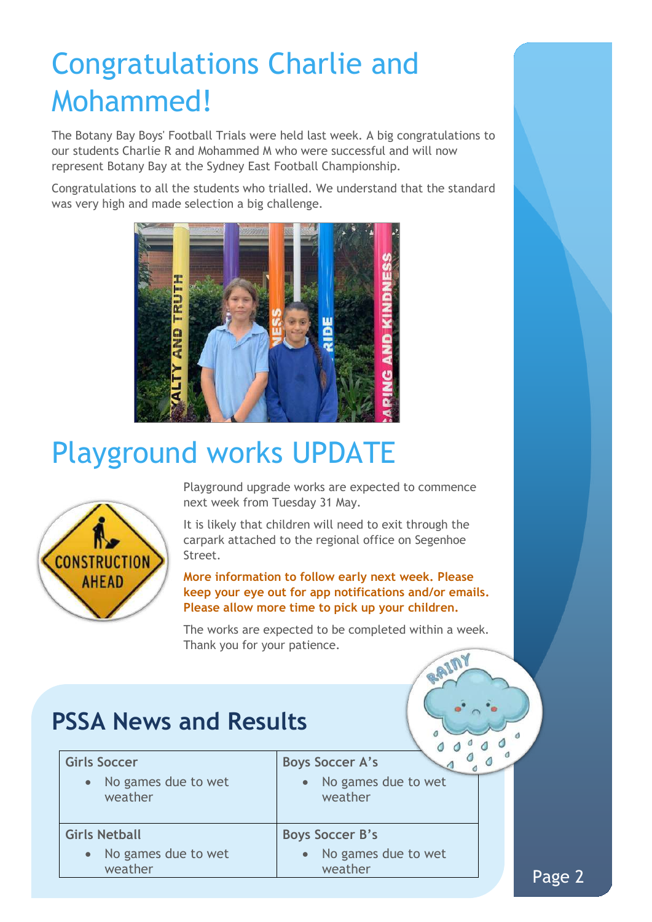# Congratulations Charlie and Mohammed!

The Botany Bay Boys' Football Trials were held last week. A big congratulations to our students Charlie R and Mohammed M who were successful and will now represent Botany Bay at the Sydney East Football Championship.

Congratulations to all the students who trialled. We understand that the standard was very high and made selection a big challenge.

# Playground works UPDATE

Playground upgrade works are expected to commence next week from Tuesday 31 May.

It is likely that children will need to exit through the carpark attached to the regional office on Segenhoe Street.

**More information to follow early next week. Please keep your eye out for app notifications and/or emails. Please allow more time to pick up your children.**

The works are expected to be completed within a week. Thank you for your patience.

## PSSA News and Results

| Girls Soccer | Boys Soccer A's |
| --- | --- |
| • No games due to wet weather | • No games due to wet weather |
| **Girls Netball** | **Boys Soccer B's** |
| • No games due to wet weather | • No games due to wet weather |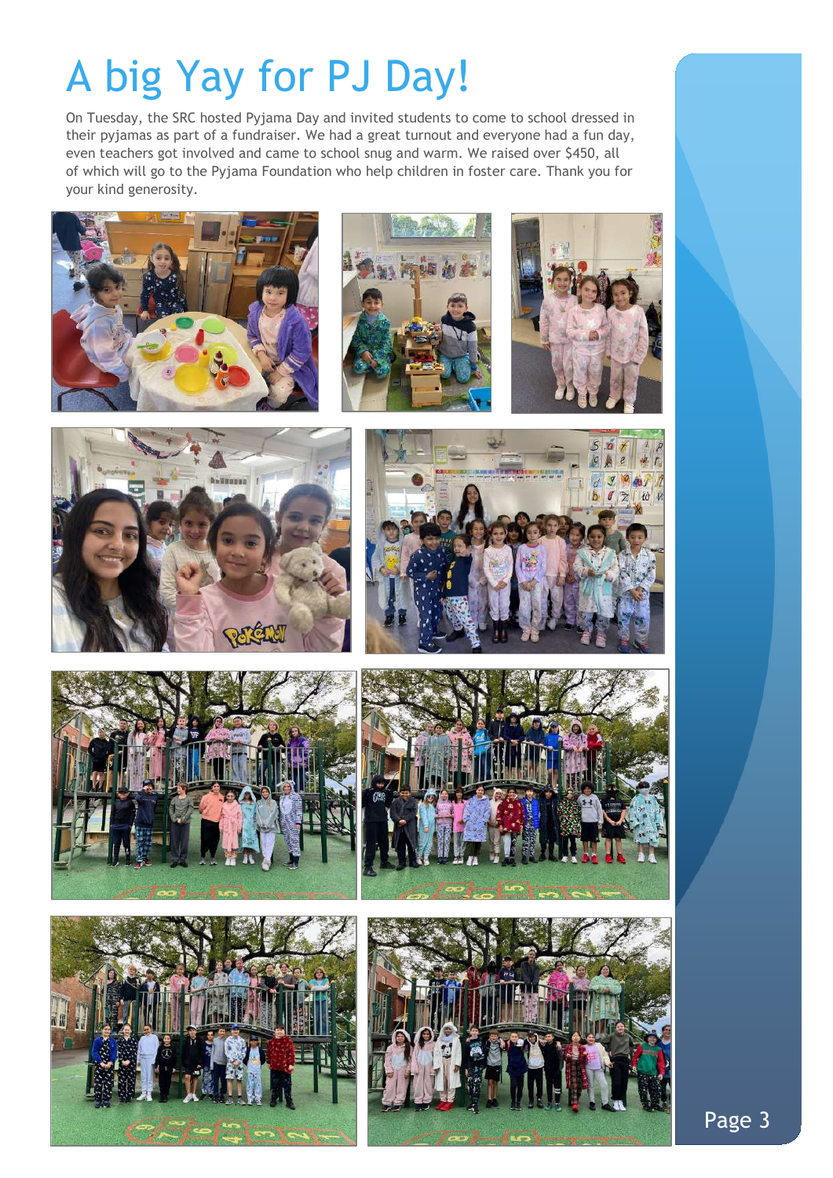# A big Yay for PJ Day!

On Tuesday, the SRC hosted Pyjama Day and invited students to come to school dressed in their pyjamas as part of a fundraiser. We had a great turnout and everyone had a fun day, even teachers got involved and came to school snug and warm. We raised over $450, all of which will go to the Pyjama Foundation who help children in foster care. Thank you for your kind generosity.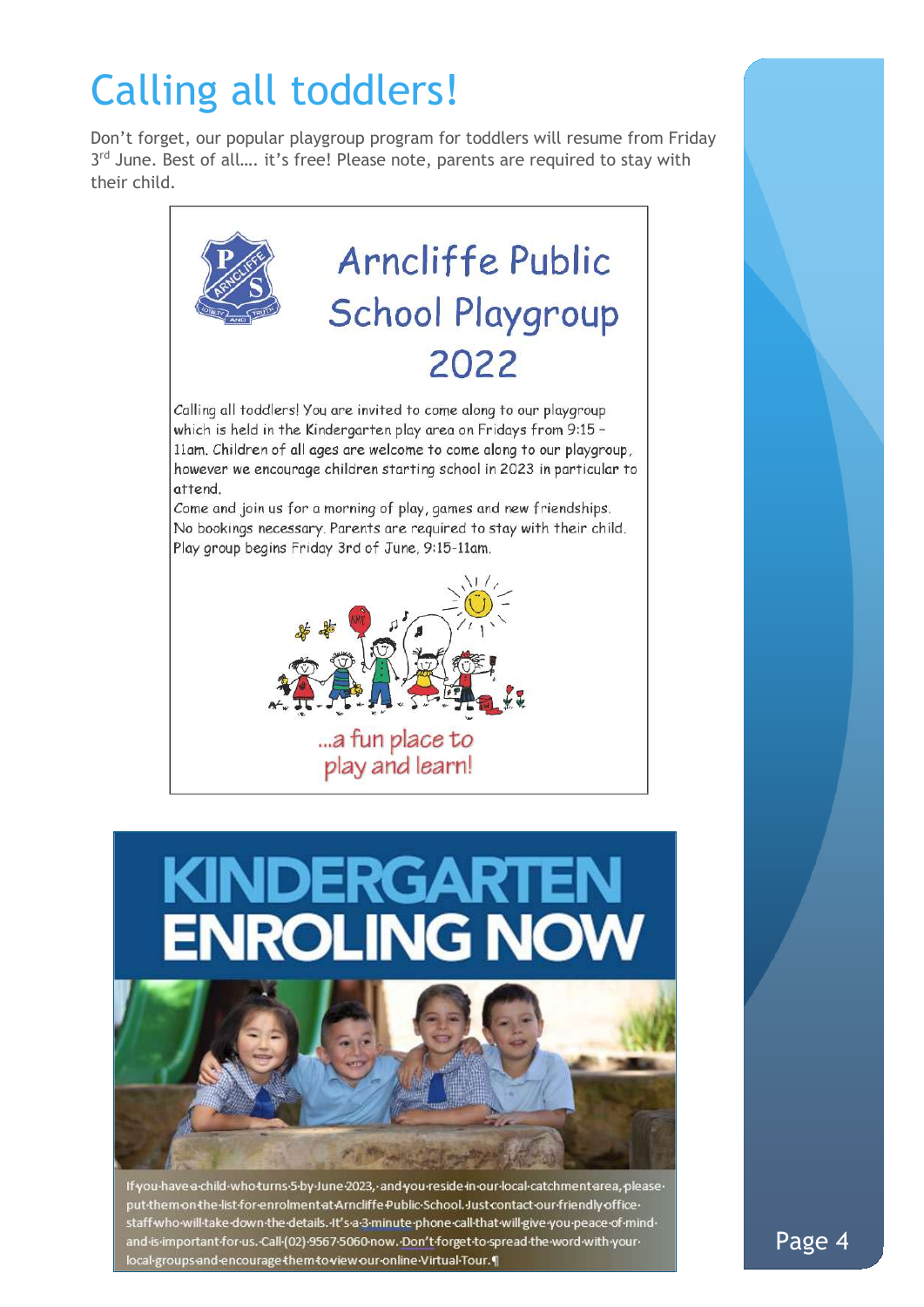# Calling all toddlers!

Don't forget, our popular playgroup program for toddlers will resume from Friday 3rd June. Best of all…. it's free! Please note, parents are required to stay with their child.

## Arncliffe Public School Playgroup 2022

Calling all toddlers! You are invited to come along to our playgroup which is held in the Kindergarten play area on Fridays from 9:15 – 11am. Children of all ages are welcome to come along to our playgroup, however we encourage children starting school in 2023 in particular to attend.

Come and join us for a morning of play, games and new friendships. No bookings necessary. Parents are required to stay with their child. Play group begins Friday 3rd of June, 9:15-11am.

…a fun place to play and learn!

## KINDERGARTEN ENROLING NOW

If you have a child who turns 5 by June 2023, and you reside in our local catchment area, please put them on the list for enrolment at Arncliffe Public School. Just contact our friendly office staff who will take down the details. It's a 3 minute phone call that will give you peace of mind and is important for us. Call (02) 9567 5060 now. Don't forget to spread the word with your local groups and encourage them to view our online Virtual Tour.